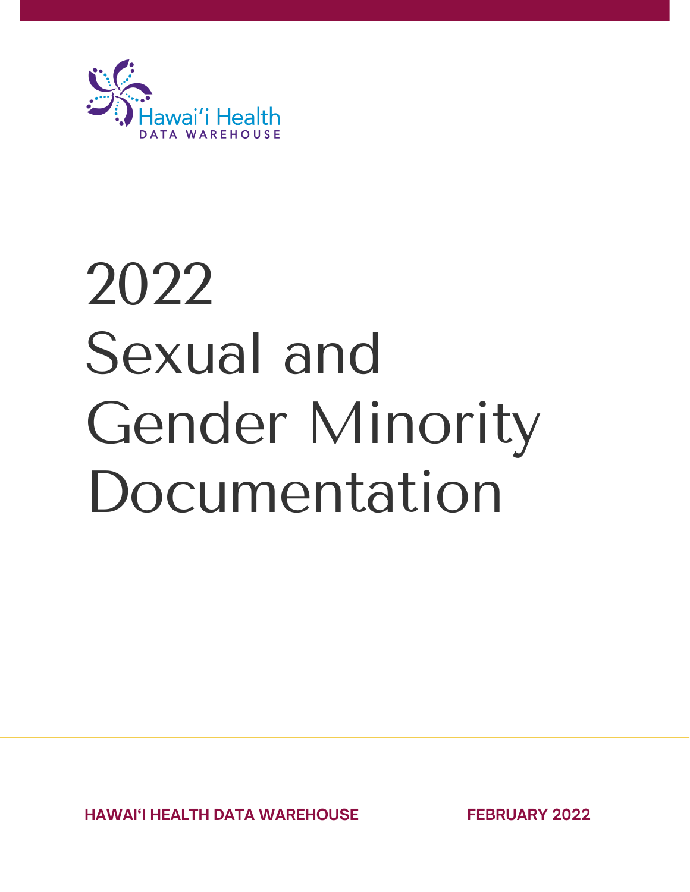Hawai'i Health
DATA WAREHOUSE

# 2022 Sexual and Gender Minority Documentation

**HAWAI'I HEALTH DATA WAREHOUSE** **FEBRUARY 2022**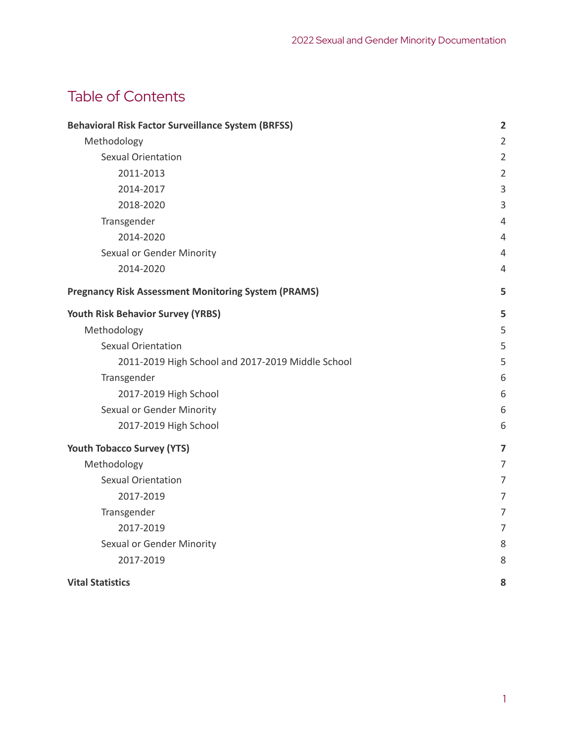# Table of Contents

**Behavioral Risk Factor Surveillance System (BRFSS)** **2**

- Methodology 2
  - Sexual Orientation 2
    - 2011-2013 2
    - 2014-2017 3
    - 2018-2020 3
  - Transgender 4
    - 2014-2020 4
  - Sexual or Gender Minority 4
    - 2014-2020 4

**Pregnancy Risk Assessment Monitoring System (PRAMS)** **5**

**Youth Risk Behavior Survey (YRBS)** **5**

- Methodology 5
  - Sexual Orientation 5
    - 2011-2019 High School and 2017-2019 Middle School 5
  - Transgender 6
    - 2017-2019 High School 6
  - Sexual or Gender Minority 6
    - 2017-2019 High School 6

**Youth Tobacco Survey (YTS)** **7**

- Methodology 7
  - Sexual Orientation 7
    - 2017-2019 7
  - Transgender 7
    - 2017-2019 7
  - Sexual or Gender Minority 8
    - 2017-2019 8

**Vital Statistics** **8**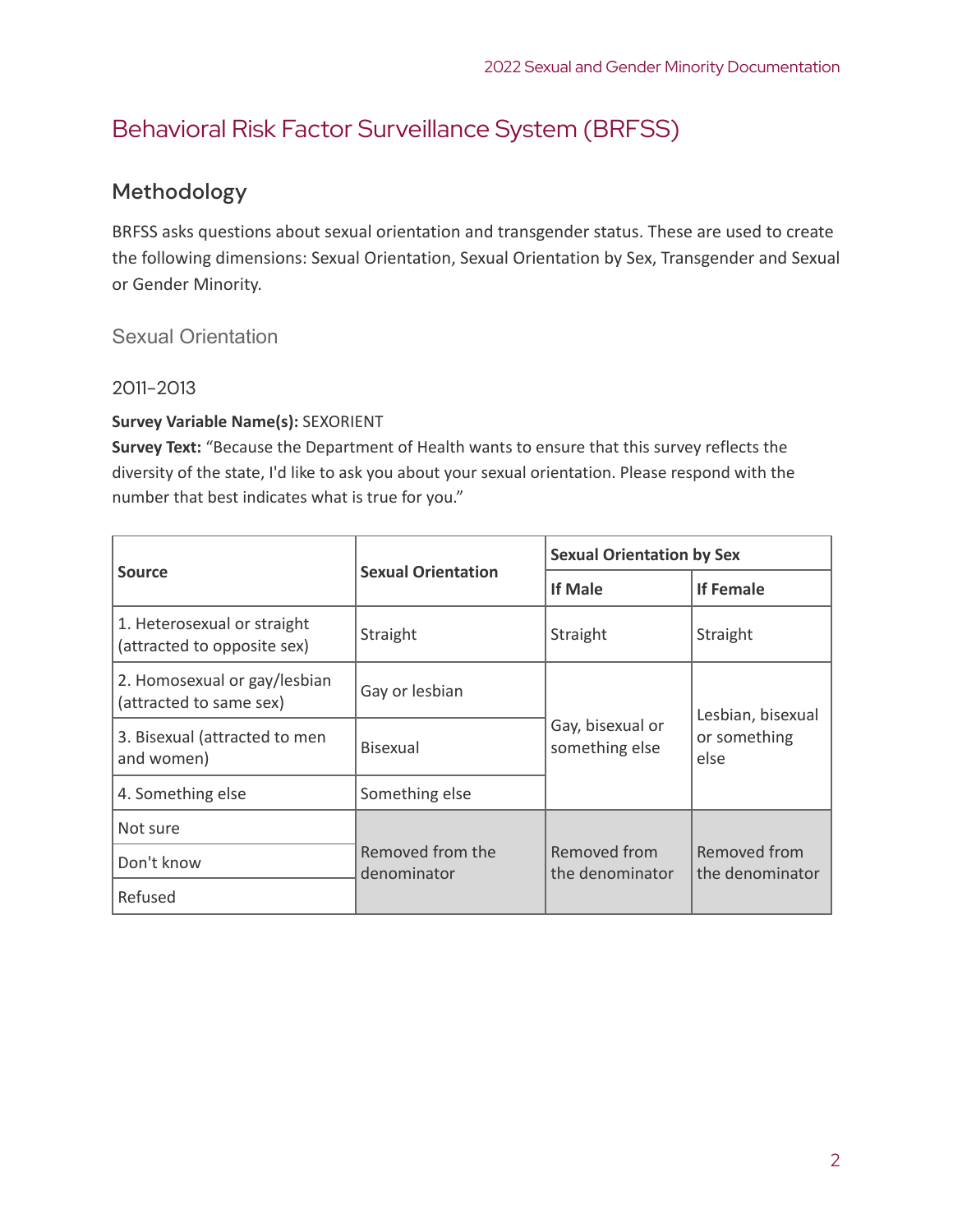# Behavioral Risk Factor Surveillance System (BRFSS)

## Methodology

BRFSS asks questions about sexual orientation and transgender status. These are used to create the following dimensions: Sexual Orientation, Sexual Orientation by Sex, Transgender and Sexual or Gender Minority.

### Sexual Orientation

#### 2011–2013

**Survey Variable Name(s):** SEXORIENT
**Survey Text:** "Because the Department of Health wants to ensure that this survey reflects the diversity of the state, I'd like to ask you about your sexual orientation. Please respond with the number that best indicates what is true for you."

| Source | Sexual Orientation | Sexual Orientation by Sex | |
|---|---|---|---|
| | | If Male | If Female |
| 1. Heterosexual or straight (attracted to opposite sex) | Straight | Straight | Straight |
| 2. Homosexual or gay/lesbian (attracted to same sex) | Gay or lesbian | Gay, bisexual or something else | Lesbian, bisexual or something else |
| 3. Bisexual (attracted to men and women) | Bisexual | | |
| 4. Something else | Something else | | |
| Not sure | Removed from the denominator | Removed from the denominator | Removed from the denominator |
| Don't know | | | |
| Refused | | | |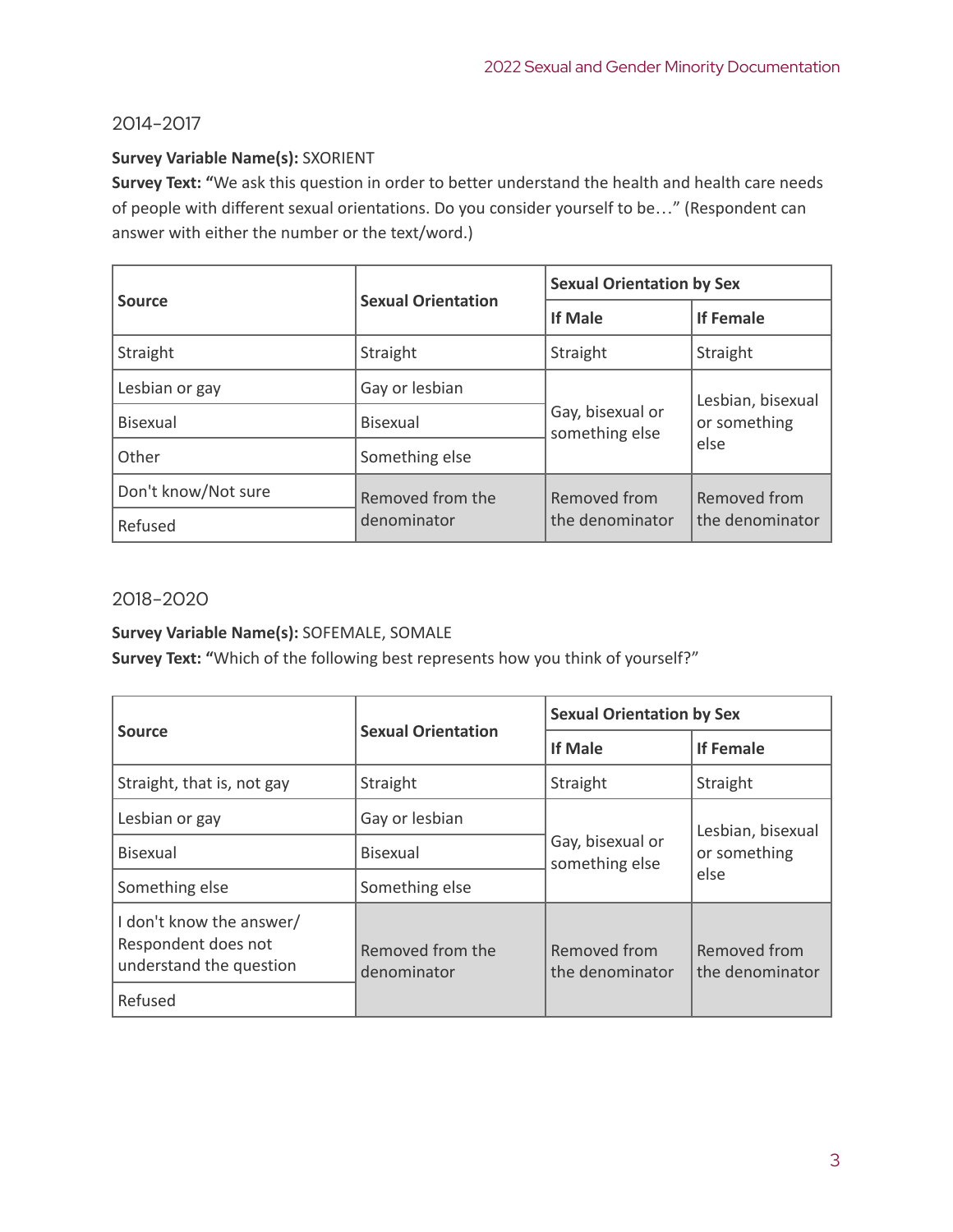## 2014–2017

**Survey Variable Name(s):** SXORIENT

**Survey Text:** **“**We ask this question in order to better understand the health and health care needs of people with different sexual orientations. Do you consider yourself to be…” (Respondent can answer with either the number or the text/word.)

| Source | Sexual Orientation | Sexual Orientation by Sex | |
|---|---|---|---|
| | | If Male | If Female |
| Straight | Straight | Straight | Straight |
| Lesbian or gay | Gay or lesbian | Gay, bisexual or something else | Lesbian, bisexual or something else |
| Bisexual | Bisexual | | |
| Other | Something else | | |
| Don't know/Not sure | Removed from the denominator | Removed from the denominator | Removed from the denominator |
| Refused | | | |

## 2018–2020

**Survey Variable Name(s):** SOFEMALE, SOMALE

**Survey Text:** **“**Which of the following best represents how you think of yourself?”

| Source | Sexual Orientation | Sexual Orientation by Sex | |
|---|---|---|---|
| | | If Male | If Female |
| Straight, that is, not gay | Straight | Straight | Straight |
| Lesbian or gay | Gay or lesbian | Gay, bisexual or something else | Lesbian, bisexual or something else |
| Bisexual | Bisexual | | |
| Something else | Something else | | |
| I don't know the answer/ Respondent does not understand the question | Removed from the denominator | Removed from the denominator | Removed from the denominator |
| Refused | | | |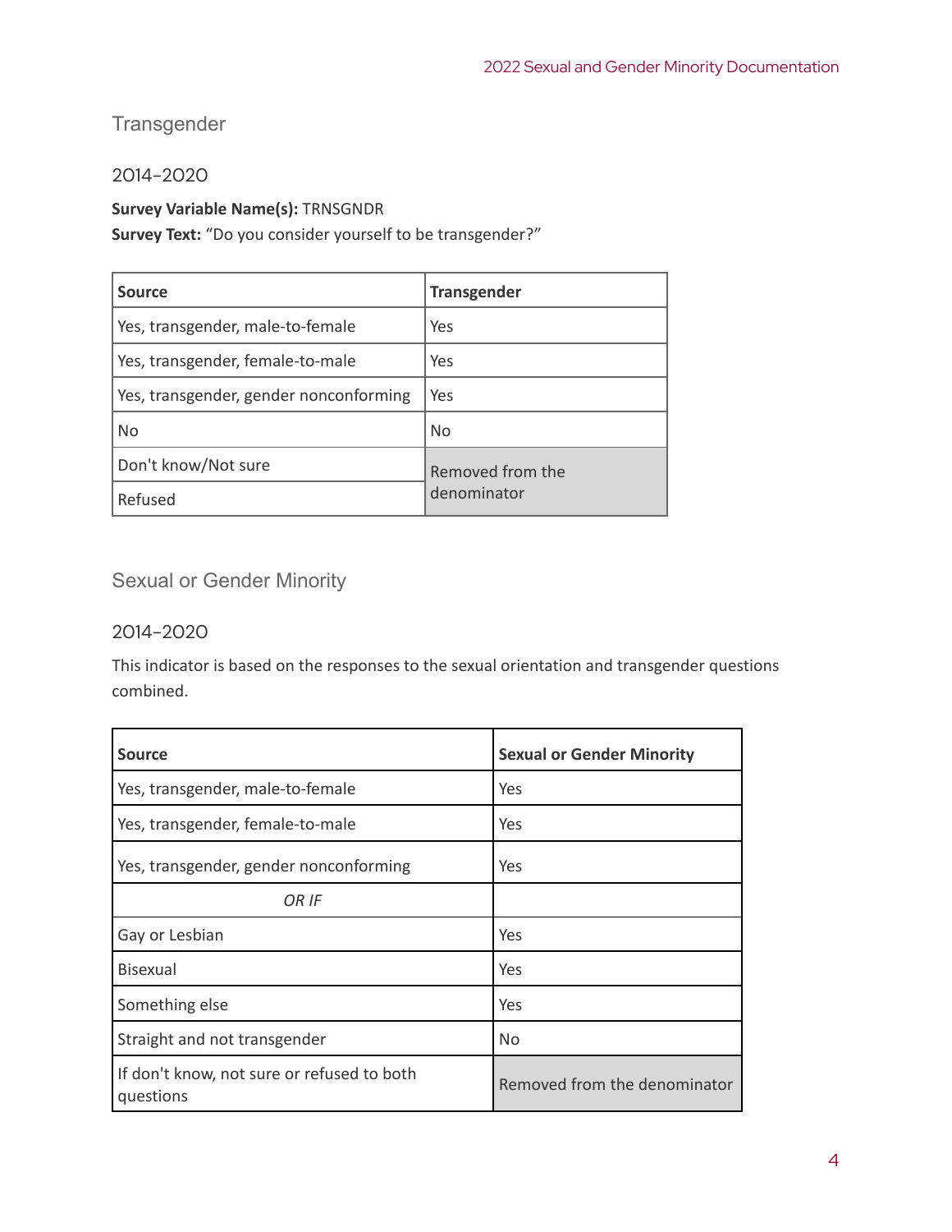## Transgender

### 2014–2020

**Survey Variable Name(s):** TRNSGNDR
**Survey Text:** “Do you consider yourself to be transgender?”

| Source | Transgender |
| --- | --- |
| Yes, transgender, male-to-female | Yes |
| Yes, transgender, female-to-male | Yes |
| Yes, transgender, gender nonconforming | Yes |
| No | No |
| Don't know/Not sure | Removed from the denominator |
| Refused | |

## Sexual or Gender Minority

### 2014–2020

This indicator is based on the responses to the sexual orientation and transgender questions combined.

| Source | Sexual or Gender Minority |
| --- | --- |
| Yes, transgender, male-to-female | Yes |
| Yes, transgender, female-to-male | Yes |
| Yes, transgender, gender nonconforming | Yes |
| *OR IF* | |
| Gay or Lesbian | Yes |
| Bisexual | Yes |
| Something else | Yes |
| Straight and not transgender | No |
| If don't know, not sure or refused to both questions | Removed from the denominator |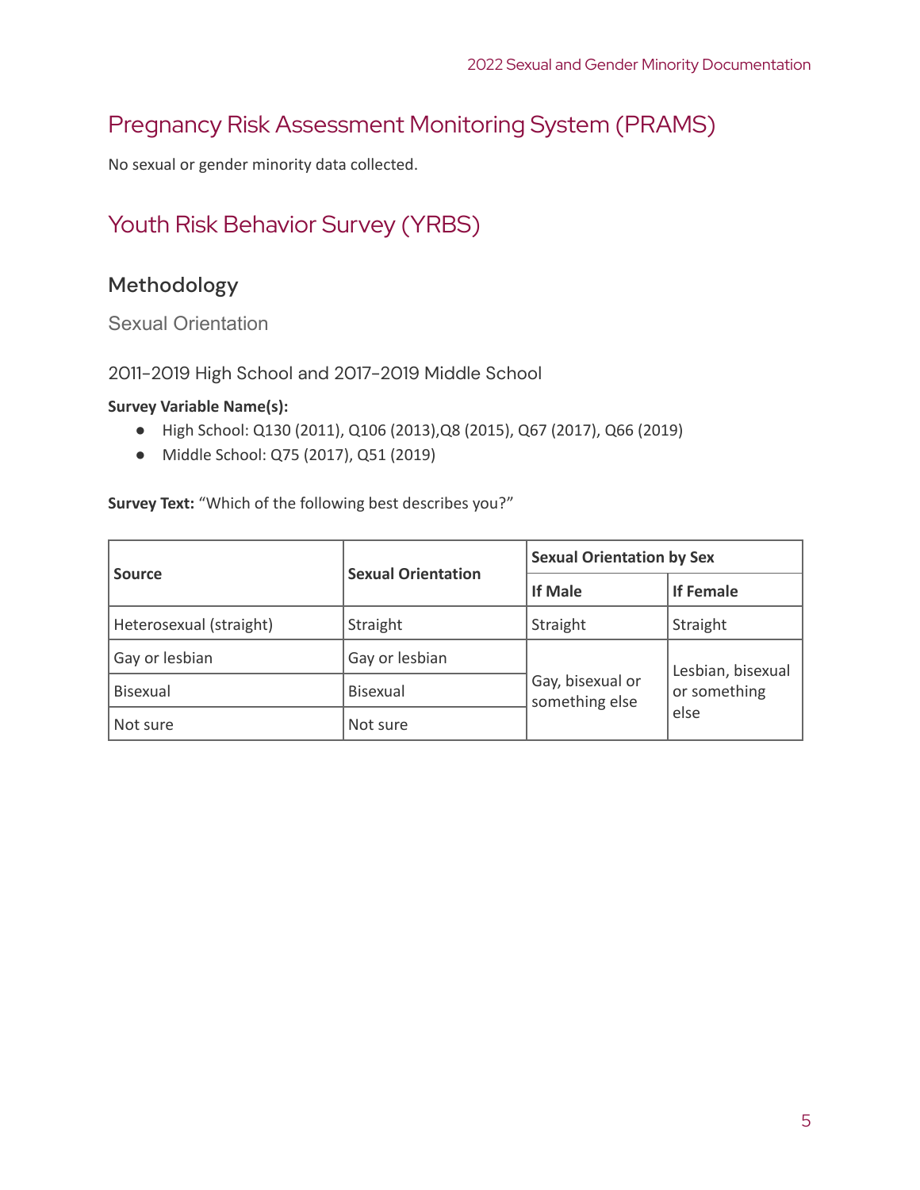# Pregnancy Risk Assessment Monitoring System (PRAMS)

No sexual or gender minority data collected.

# Youth Risk Behavior Survey (YRBS)

## Methodology

### Sexual Orientation

#### 2011-2019 High School and 2017-2019 Middle School

**Survey Variable Name(s):**

- High School: Q130 (2011), Q106 (2013),Q8 (2015), Q67 (2017), Q66 (2019)
- Middle School: Q75 (2017), Q51 (2019)

**Survey Text:** "Which of the following best describes you?"

| Source | Sexual Orientation | Sexual Orientation by Sex | |
|---|---|---|---|
| | | If Male | If Female |
| Heterosexual (straight) | Straight | Straight | Straight |
| Gay or lesbian | Gay or lesbian | Gay, bisexual or something else | Lesbian, bisexual or something else |
| Bisexual | Bisexual | | |
| Not sure | Not sure | | |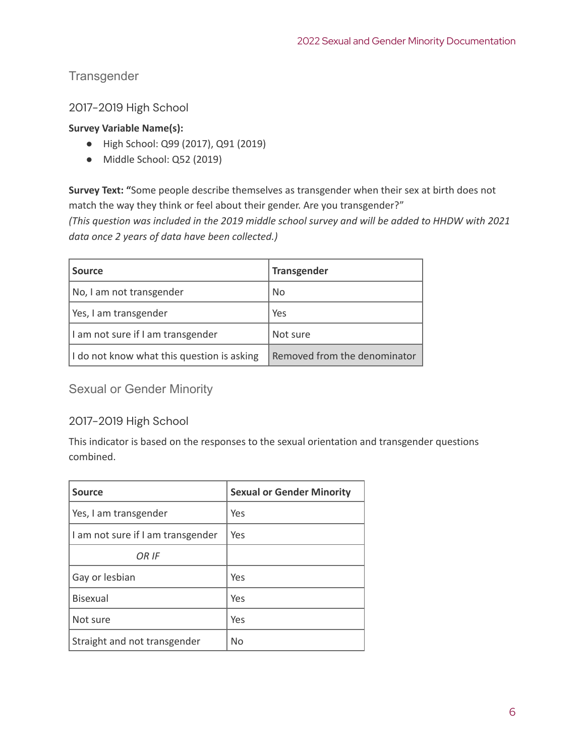## Transgender

### 2017–2019 High School

**Survey Variable Name(s):**

- High School: Q99 (2017), Q91 (2019)
- Middle School: Q52 (2019)

**Survey Text:** **"**Some people describe themselves as transgender when their sex at birth does not match the way they think or feel about their gender. Are you transgender?"
*(This question was included in the 2019 middle school survey and will be added to HHDW with 2021 data once 2 years of data have been collected.)*

| Source | Transgender |
|---|---|
| No, I am not transgender | No |
| Yes, I am transgender | Yes |
| I am not sure if I am transgender | Not sure |
| I do not know what this question is asking | Removed from the denominator |

## Sexual or Gender Minority

### 2017–2019 High School

This indicator is based on the responses to the sexual orientation and transgender questions combined.

| Source | Sexual or Gender Minority |
|---|---|
| Yes, I am transgender | Yes |
| I am not sure if I am transgender | Yes |
| *OR IF* | |
| Gay or lesbian | Yes |
| Bisexual | Yes |
| Not sure | Yes |
| Straight and not transgender | No |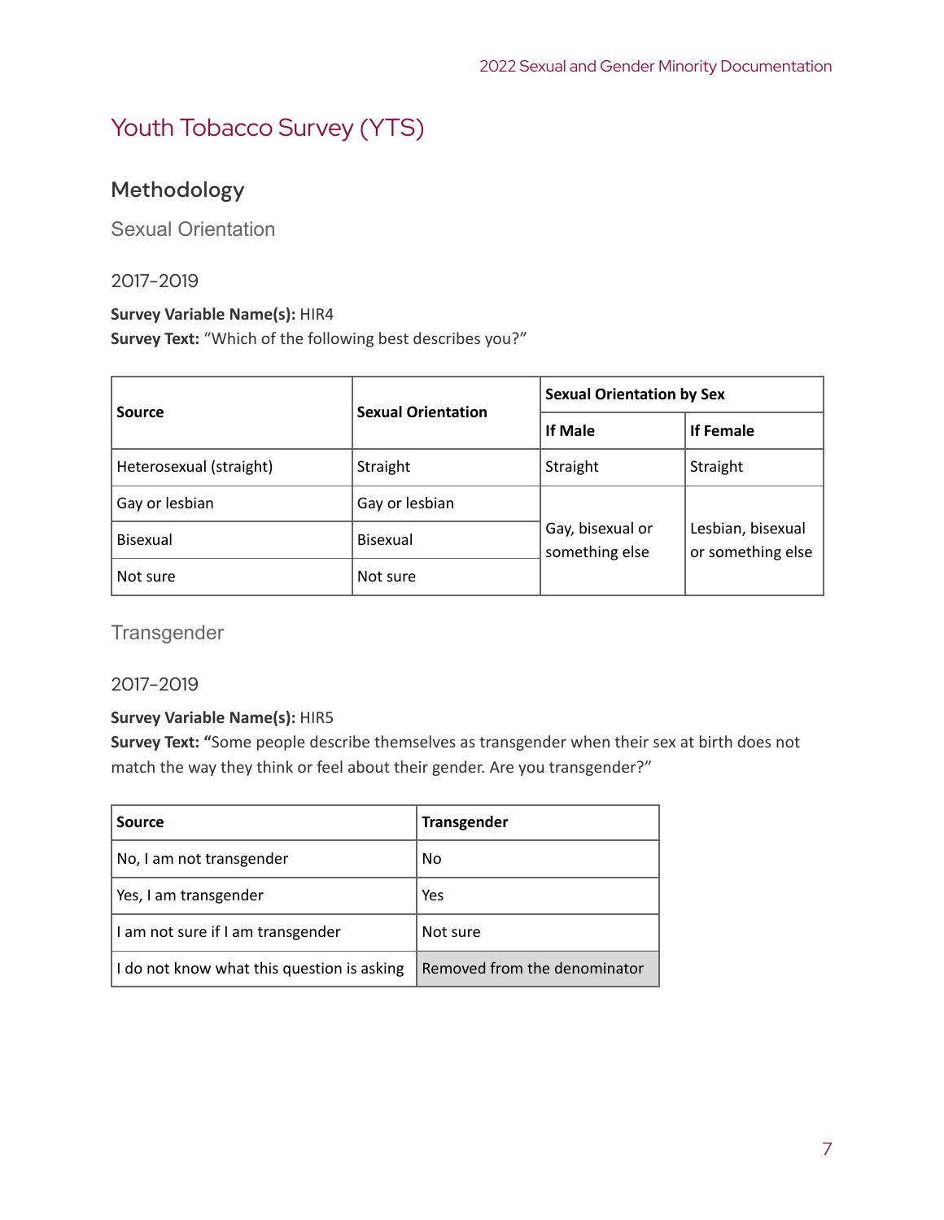# Youth Tobacco Survey (YTS)

## Methodology

### Sexual Orientation

#### 2017–2019

**Survey Variable Name(s):** HIR4
**Survey Text:** "Which of the following best describes you?"

| Source | Sexual Orientation | Sexual Orientation by Sex | |
|---|---|---|---|
| | | If Male | If Female |
| Heterosexual (straight) | Straight | Straight | Straight |
| Gay or lesbian | Gay or lesbian | Gay, bisexual or something else | Lesbian, bisexual or something else |
| Bisexual | Bisexual | | |
| Not sure | Not sure | | |

### Transgender

#### 2017–2019

**Survey Variable Name(s):** HIR5
**Survey Text:** **"**Some people describe themselves as transgender when their sex at birth does not match the way they think or feel about their gender. Are you transgender?"

| Source | Transgender |
|---|---|
| No, I am not transgender | No |
| Yes, I am transgender | Yes |
| I am not sure if I am transgender | Not sure |
| I do not know what this question is asking | Removed from the denominator |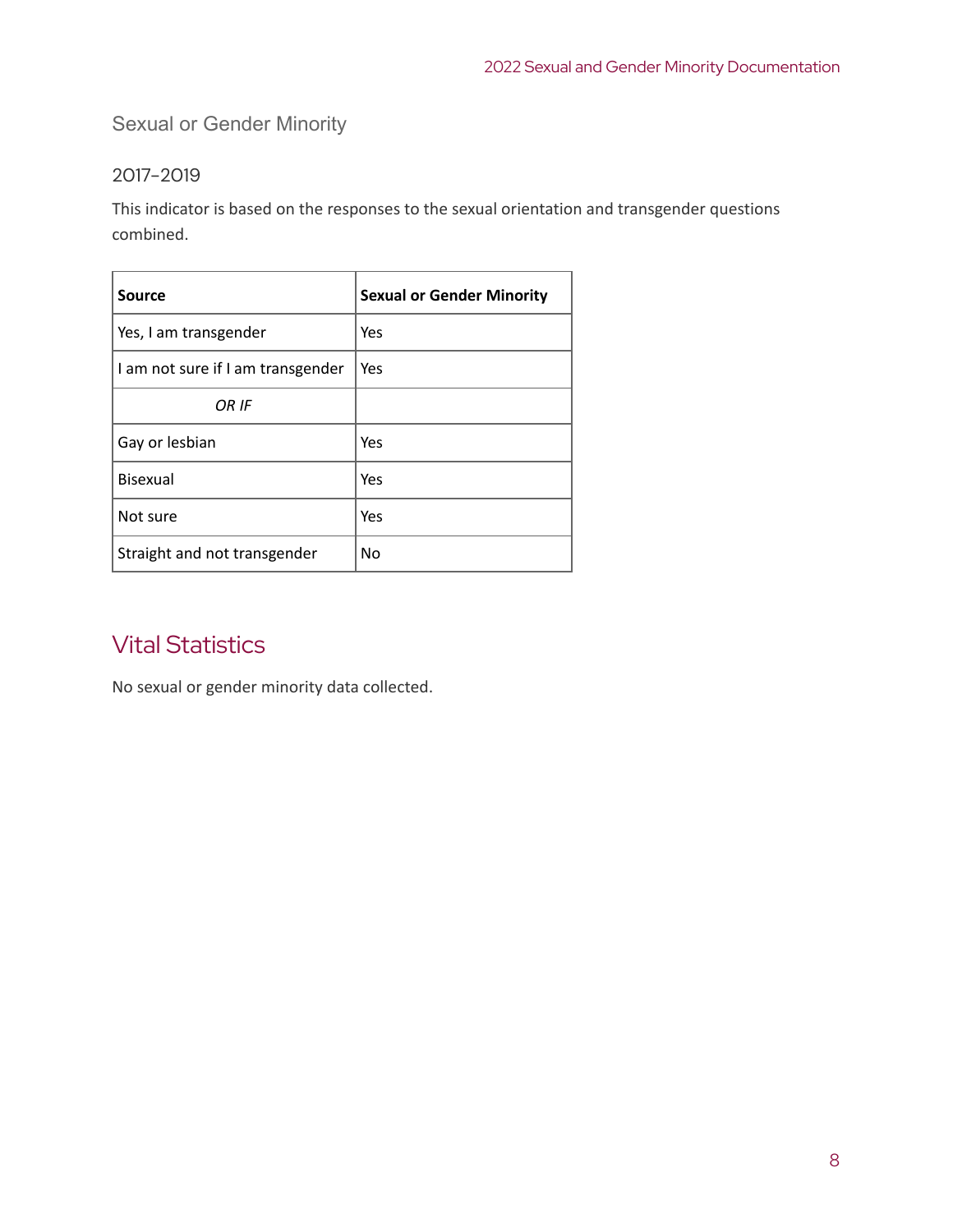### Sexual or Gender Minority

#### 2017–2019

This indicator is based on the responses to the sexual orientation and transgender questions combined.

| Source | Sexual or Gender Minority |
|---|---|
| Yes, I am transgender | Yes |
| I am not sure if I am transgender | Yes |
| *OR IF* | |
| Gay or lesbian | Yes |
| Bisexual | Yes |
| Not sure | Yes |
| Straight and not transgender | No |

## Vital Statistics

No sexual or gender minority data collected.